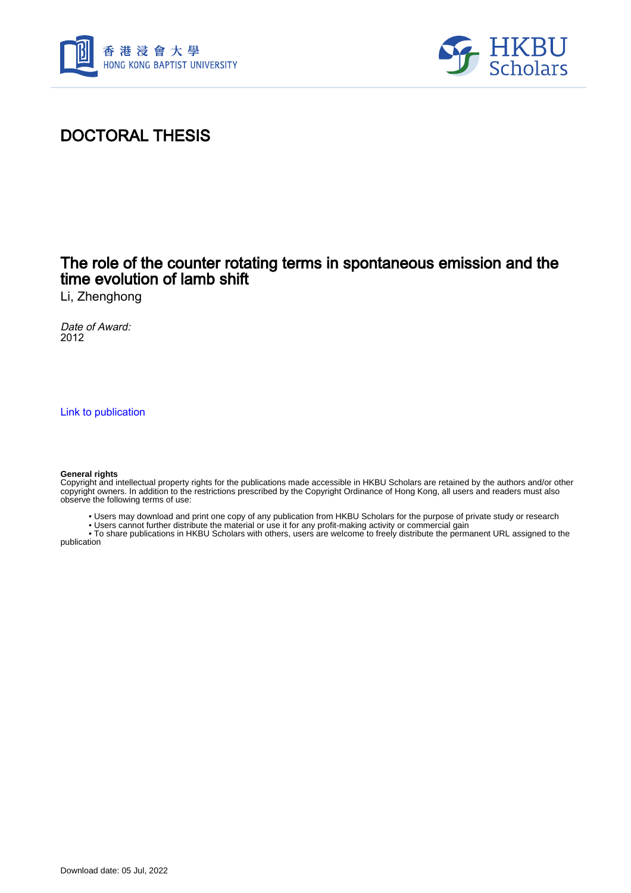# DOCTORAL THESIS

## The role of the counter rotating terms in spontaneous emission and the time evolution of lamb shift

Li, Zhenghong

*Date of Award:*
2012

[Link to publication]

**General rights**
Copyright and intellectual property rights for the publications made accessible in HKBU Scholars are retained by the authors and/or other copyright owners. In addition to the restrictions prescribed by the Copyright Ordinance of Hong Kong, all users and readers must also observe the following terms of use:

- Users may download and print one copy of any publication from HKBU Scholars for the purpose of private study or research
- Users cannot further distribute the material or use it for any profit-making activity or commercial gain
- To share publications in HKBU Scholars with others, users are welcome to freely distribute the permanent URL assigned to the publication

Download date: 05 Jul, 2022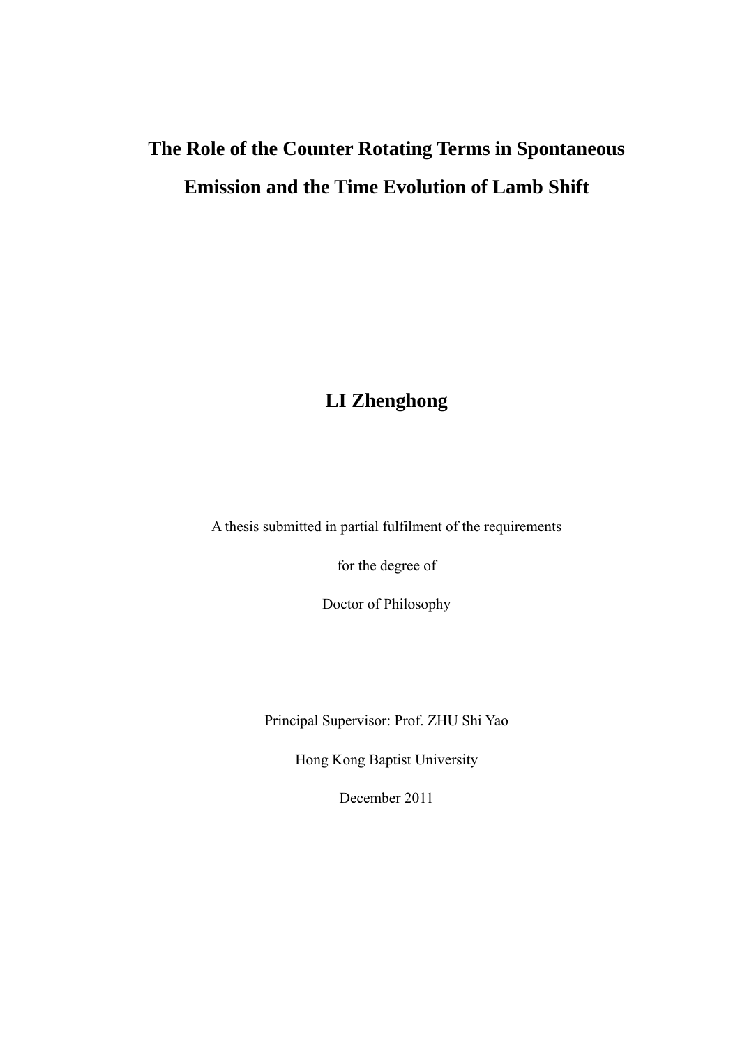# The Role of the Counter Rotating Terms in Spontaneous Emission and the Time Evolution of Lamb Shift

## LI Zhenghong

A thesis submitted in partial fulfilment of the requirements

for the degree of

Doctor of Philosophy

Principal Supervisor: Prof. ZHU Shi Yao

Hong Kong Baptist University

December 2011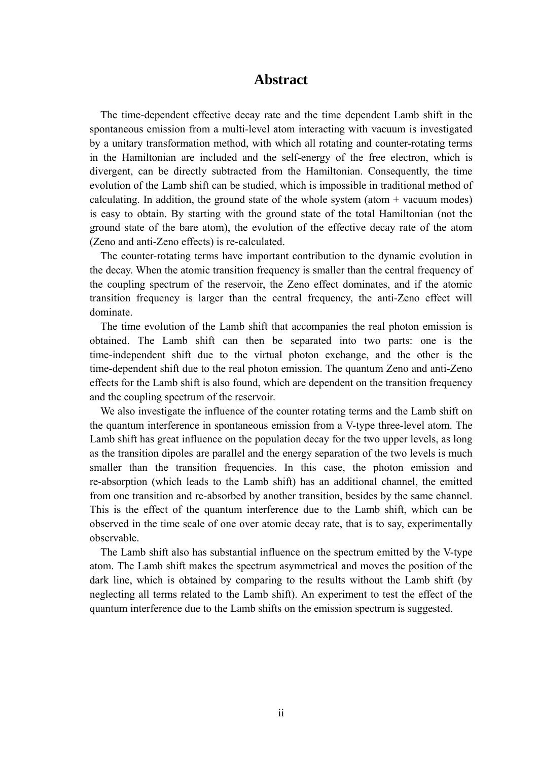# Abstract

The time-dependent effective decay rate and the time dependent Lamb shift in the spontaneous emission from a multi-level atom interacting with vacuum is investigated by a unitary transformation method, with which all rotating and counter-rotating terms in the Hamiltonian are included and the self-energy of the free electron, which is divergent, can be directly subtracted from the Hamiltonian. Consequently, the time evolution of the Lamb shift can be studied, which is impossible in traditional method of calculating. In addition, the ground state of the whole system (atom + vacuum modes) is easy to obtain. By starting with the ground state of the total Hamiltonian (not the ground state of the bare atom), the evolution of the effective decay rate of the atom (Zeno and anti-Zeno effects) is re-calculated.

The counter-rotating terms have important contribution to the dynamic evolution in the decay. When the atomic transition frequency is smaller than the central frequency of the coupling spectrum of the reservoir, the Zeno effect dominates, and if the atomic transition frequency is larger than the central frequency, the anti-Zeno effect will dominate.

The time evolution of the Lamb shift that accompanies the real photon emission is obtained. The Lamb shift can then be separated into two parts: one is the time-independent shift due to the virtual photon exchange, and the other is the time-dependent shift due to the real photon emission. The quantum Zeno and anti-Zeno effects for the Lamb shift is also found, which are dependent on the transition frequency and the coupling spectrum of the reservoir.

We also investigate the influence of the counter rotating terms and the Lamb shift on the quantum interference in spontaneous emission from a V-type three-level atom. The Lamb shift has great influence on the population decay for the two upper levels, as long as the transition dipoles are parallel and the energy separation of the two levels is much smaller than the transition frequencies. In this case, the photon emission and re-absorption (which leads to the Lamb shift) has an additional channel, the emitted from one transition and re-absorbed by another transition, besides by the same channel. This is the effect of the quantum interference due to the Lamb shift, which can be observed in the time scale of one over atomic decay rate, that is to say, experimentally observable.

The Lamb shift also has substantial influence on the spectrum emitted by the V-type atom. The Lamb shift makes the spectrum asymmetrical and moves the position of the dark line, which is obtained by comparing to the results without the Lamb shift (by neglecting all terms related to the Lamb shift). An experiment to test the effect of the quantum interference due to the Lamb shifts on the emission spectrum is suggested.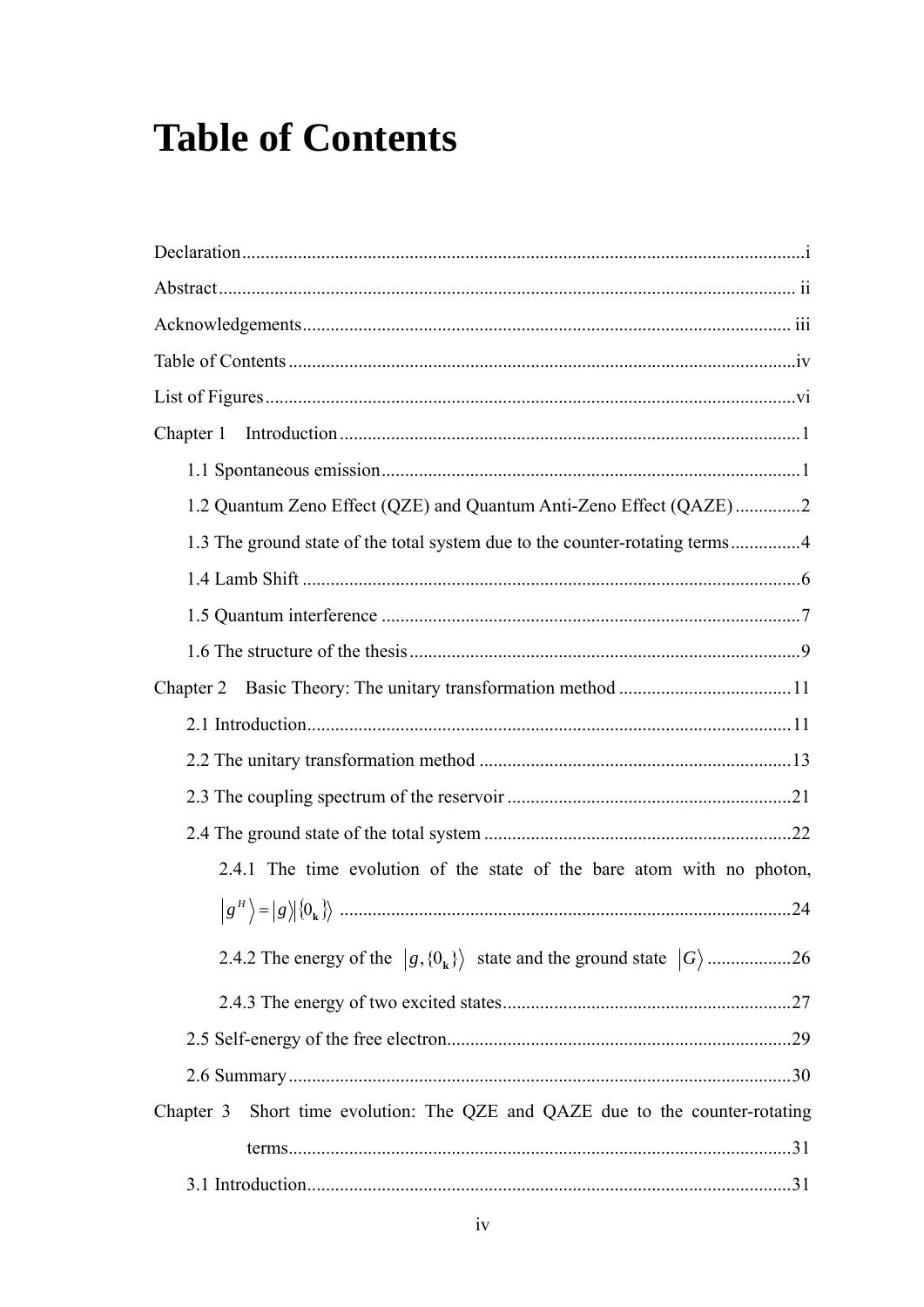# Table of Contents

Declaration........................................................................................................................i

Abstract........................................................................................................................... ii

Acknowledgements........................................................................................................ iii

Table of Contents ............................................................................................................iv

List of Figures.................................................................................................................vi

Chapter 1　Introduction ..................................................................................................1

　1.1 Spontaneous emission.........................................................................................1

　1.2 Quantum Zeno Effect (QZE) and Quantum Anti-Zeno Effect (QAZE) .............2

　1.3 The ground state of the total system due to the counter-rotating terms...............4

　1.4 Lamb Shift ..........................................................................................................6

　1.5 Quantum interference .........................................................................................7

　1.6 The structure of the thesis...................................................................................9

Chapter 2　Basic Theory: The unitary transformation method .....................................11

　2.1 Introduction.......................................................................................................11

　2.2 The unitary transformation method ..................................................................13

　2.3 The coupling spectrum of the reservoir ............................................................21

　2.4 The ground state of the total system .................................................................22

　　2.4.1 The time evolution of the state of the bare atom with no photon, $\left|g^{H}\right\rangle = |g\rangle\left|\{0_{\mathbf{k}}\}\right\rangle$ ................................................................................................24

　　2.4.2 The energy of the $\left|g,\{0_{\mathbf{k}}\}\right\rangle$ state and the ground state $|G\rangle$ .................26

　　2.4.3 The energy of two excited states.............................................................27

　2.5 Self-energy of the free electron.........................................................................29

　2.6 Summary...........................................................................................................30

Chapter 3　Short time evolution: The QZE and QAZE due to the counter-rotating terms...........................................................................................................31

　3.1 Introduction.......................................................................................................31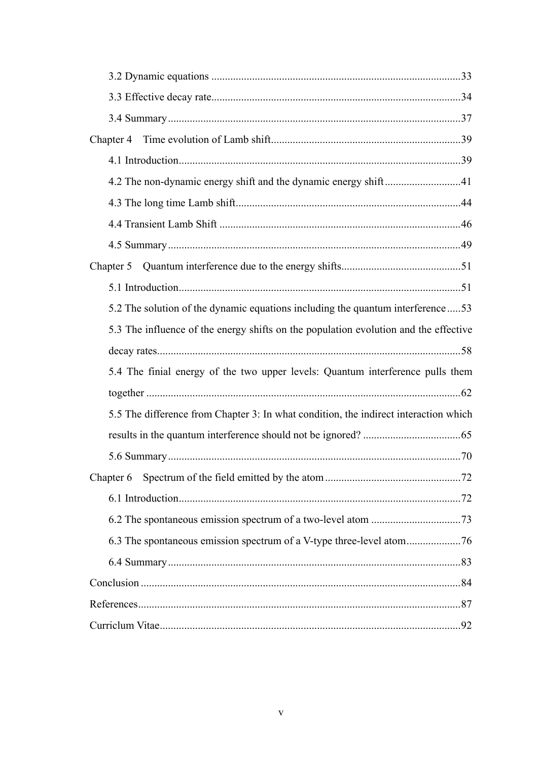3.2 Dynamic equations ........................................................................................33

3.3 Effective decay rate........................................................................................34

3.4 Summary........................................................................................................37

Chapter 4 Time evolution of Lamb shift.....................................................................39

4.1 Introduction....................................................................................................39

4.2 The non-dynamic energy shift and the dynamic energy shift ............................41

4.3 The long time Lamb shift................................................................................44

4.4 Transient Lamb Shift .....................................................................................46

4.5 Summary........................................................................................................49

Chapter 5 Quantum interference due to the energy shifts............................................51

5.1 Introduction....................................................................................................51

5.2 The solution of the dynamic equations including the quantum interference .....53

5.3 The influence of the energy shifts on the population evolution and the effective decay rates.............................................................................................................58

5.4 The finial energy of the two upper levels: Quantum interference pulls them together .................................................................................................................62

5.5 The difference from Chapter 3: In what condition, the indirect interaction which results in the quantum interference should not be ignored? ....................................65

5.6 Summary........................................................................................................70

Chapter 6 Spectrum of the field emitted by the atom..................................................72

6.1 Introduction....................................................................................................72

6.2 The spontaneous emission spectrum of a two-level atom .................................73

6.3 The spontaneous emission spectrum of a V-type three-level atom....................76

6.4 Summary........................................................................................................83

Conclusion ..................................................................................................................84

References...................................................................................................................87

Curriclum Vitae...........................................................................................................92